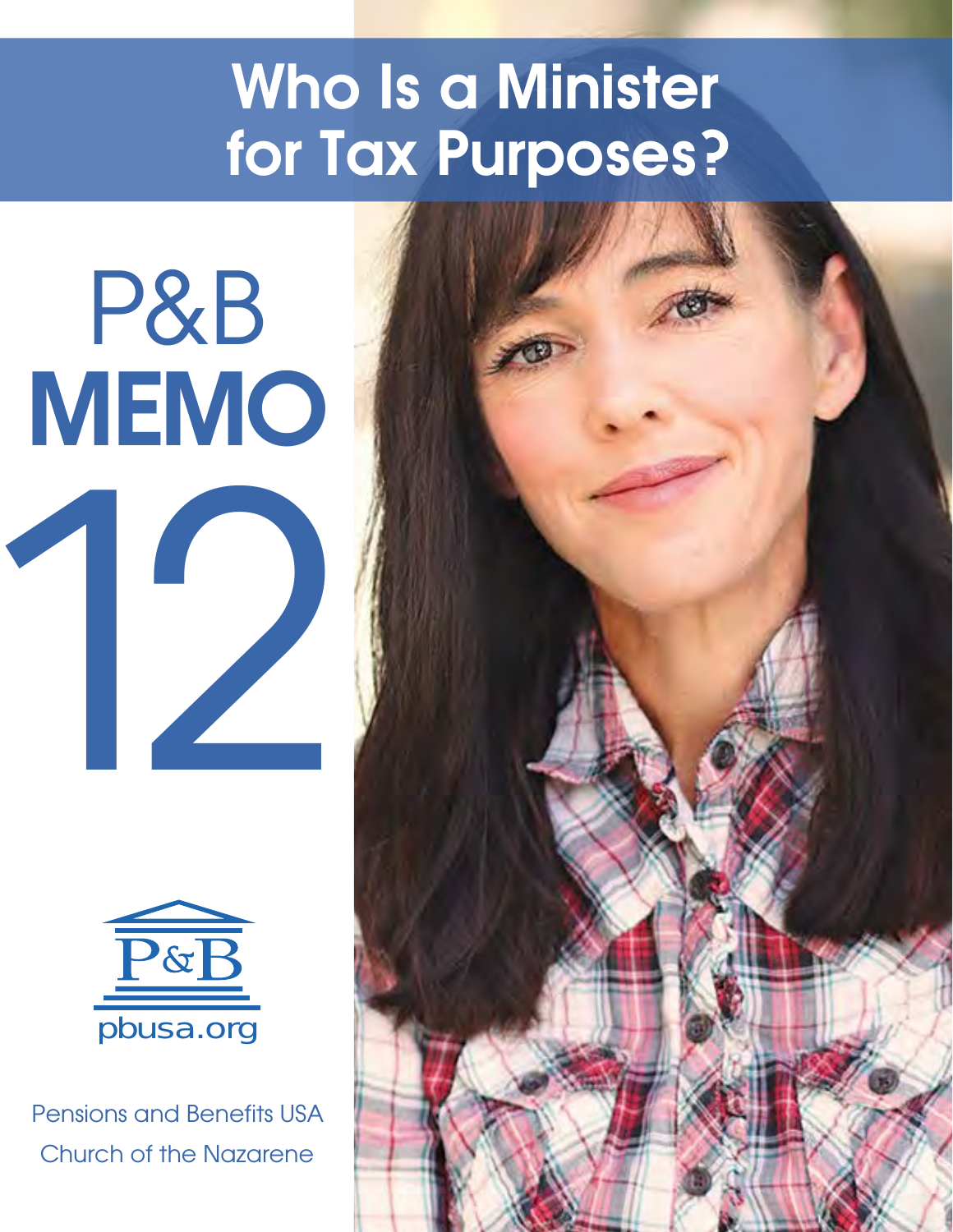# Who Is a Minister for Tax Purposes?

P&B
**MEMO**
12

P&B
pbusa.org

Pensions and Benefits USA
Church of the Nazarene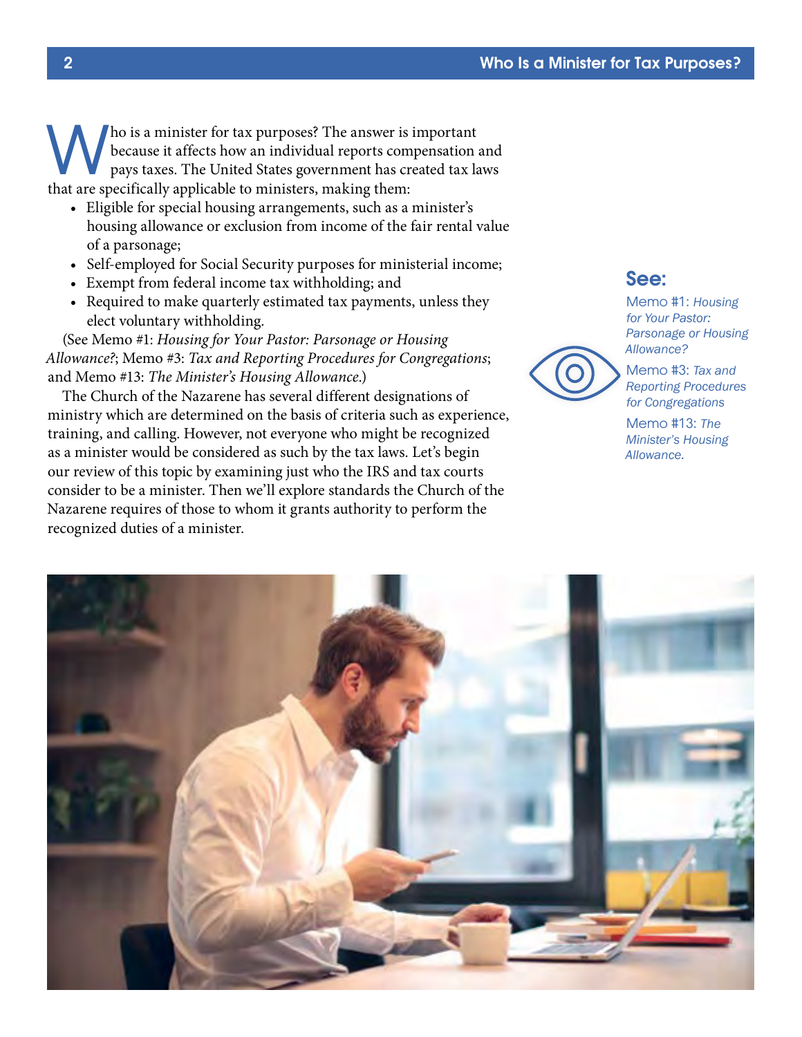Who is a minister for tax purposes? The answer is important because it affects how an individual reports compensation and pays taxes. The United States government has created tax laws that are specifically applicable to ministers, making them:

- Eligible for special housing arrangements, such as a minister's housing allowance or exclusion from income of the fair rental value of a parsonage;
- Self-employed for Social Security purposes for ministerial income;
- Exempt from federal income tax withholding; and
- Required to make quarterly estimated tax payments, unless they elect voluntary withholding.

(See Memo #1: *Housing for Your Pastor: Parsonage or Housing Allowance?*; Memo #3: *Tax and Reporting Procedures for Congregations*; and Memo #13: *The Minister's Housing Allowance*.)

The Church of the Nazarene has several different designations of ministry which are determined on the basis of criteria such as experience, training, and calling. However, not everyone who might be recognized as a minister would be considered as such by the tax laws. Let's begin our review of this topic by examining just who the IRS and tax courts consider to be a minister. Then we'll explore standards the Church of the Nazarene requires of those to whom it grants authority to perform the recognized duties of a minister.

**See:**

Memo #1: *Housing for Your Pastor: Parsonage or Housing Allowance?*

Memo #3: *Tax and Reporting Procedures for Congregations*

Memo #13: *The Minister's Housing Allowance.*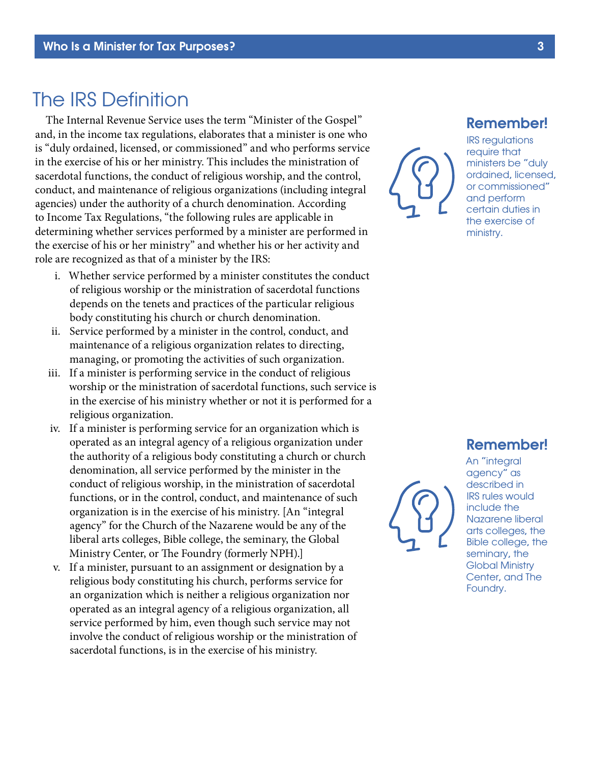## The IRS Definition

The Internal Revenue Service uses the term "Minister of the Gospel" and, in the income tax regulations, elaborates that a minister is one who is "duly ordained, licensed, or commissioned" and who performs service in the exercise of his or her ministry. This includes the ministration of sacerdotal functions, the conduct of religious worship, and the control, conduct, and maintenance of religious organizations (including integral agencies) under the authority of a church denomination. According to Income Tax Regulations, "the following rules are applicable in determining whether services performed by a minister are performed in the exercise of his or her ministry" and whether his or her activity and role are recognized as that of a minister by the IRS:

i. Whether service performed by a minister constitutes the conduct of religious worship or the ministration of sacerdotal functions depends on the tenets and practices of the particular religious body constituting his church or church denomination.

ii. Service performed by a minister in the control, conduct, and maintenance of a religious organization relates to directing, managing, or promoting the activities of such organization.

iii. If a minister is performing service in the conduct of religious worship or the ministration of sacerdotal functions, such service is in the exercise of his ministry whether or not it is performed for a religious organization.

iv. If a minister is performing service for an organization which is operated as an integral agency of a religious organization under the authority of a religious body constituting a church or church denomination, all service performed by the minister in the conduct of religious worship, in the ministration of sacerdotal functions, or in the control, conduct, and maintenance of such organization is in the exercise of his ministry. [An "integral agency" for the Church of the Nazarene would be any of the liberal arts colleges, Bible college, the seminary, the Global Ministry Center, or The Foundry (formerly NPH).]

v. If a minister, pursuant to an assignment or designation by a religious body constituting his church, performs service for an organization which is neither a religious organization nor operated as an integral agency of a religious organization, all service performed by him, even though such service may not involve the conduct of religious worship or the ministration of sacerdotal functions, is in the exercise of his ministry.

**Remember!**

IRS regulations require that ministers be "duly ordained, licensed, or commissioned" and perform certain duties in the exercise of ministry.

**Remember!**

An "integral agency" as described in IRS rules would include the Nazarene liberal arts colleges, the Bible college, the seminary, the Global Ministry Center, and The Foundry.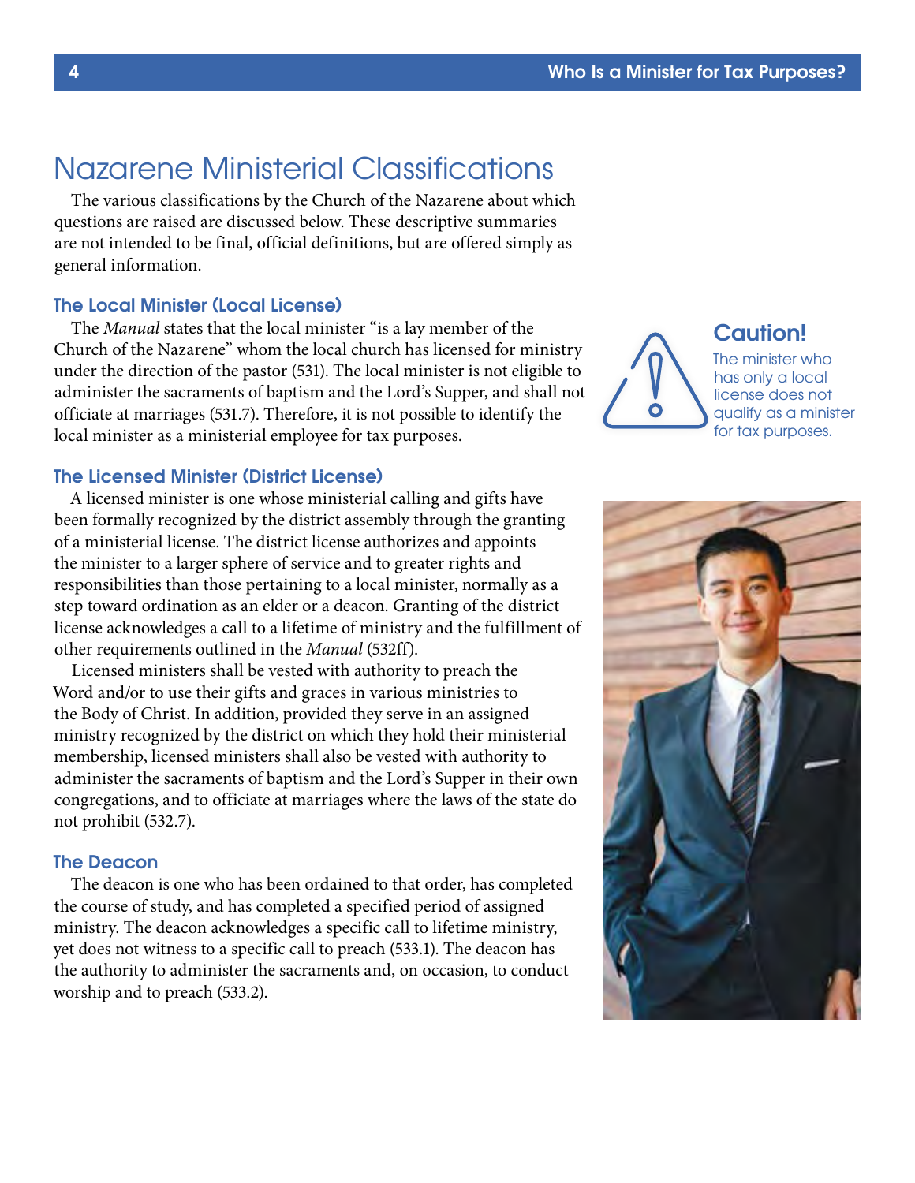## Nazarene Ministerial Classifications

The various classifications by the Church of the Nazarene about which questions are raised are discussed below. These descriptive summaries are not intended to be final, official definitions, but are offered simply as general information.

### The Local Minister (Local License)

The *Manual* states that the local minister "is a lay member of the Church of the Nazarene" whom the local church has licensed for ministry under the direction of the pastor (531). The local minister is not eligible to administer the sacraments of baptism and the Lord's Supper, and shall not officiate at marriages (531.7). Therefore, it is not possible to identify the local minister as a ministerial employee for tax purposes.

> **Caution!**
> The minister who has only a local license does not qualify as a minister for tax purposes.

### The Licensed Minister (District License)

A licensed minister is one whose ministerial calling and gifts have been formally recognized by the district assembly through the granting of a ministerial license. The district license authorizes and appoints the minister to a larger sphere of service and to greater rights and responsibilities than those pertaining to a local minister, normally as a step toward ordination as an elder or a deacon. Granting of the district license acknowledges a call to a lifetime of ministry and the fulfillment of other requirements outlined in the *Manual* (532ff).

Licensed ministers shall be vested with authority to preach the Word and/or to use their gifts and graces in various ministries to the Body of Christ. In addition, provided they serve in an assigned ministry recognized by the district on which they hold their ministerial membership, licensed ministers shall also be vested with authority to administer the sacraments of baptism and the Lord's Supper in their own congregations, and to officiate at marriages where the laws of the state do not prohibit (532.7).

### The Deacon

The deacon is one who has been ordained to that order, has completed the course of study, and has completed a specified period of assigned ministry. The deacon acknowledges a specific call to lifetime ministry, yet does not witness to a specific call to preach (533.1). The deacon has the authority to administer the sacraments and, on occasion, to conduct worship and to preach (533.2).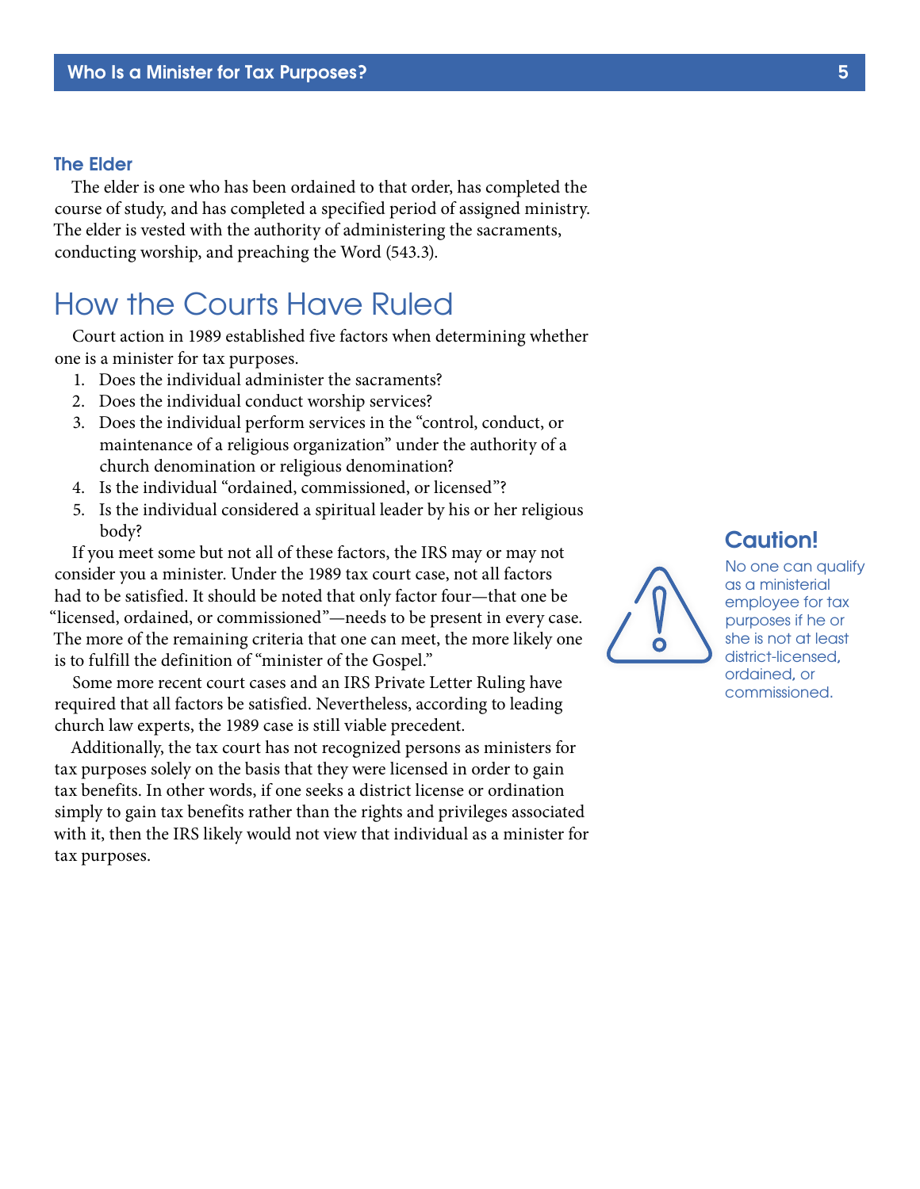### The Elder

The elder is one who has been ordained to that order, has completed the course of study, and has completed a specified period of assigned ministry. The elder is vested with the authority of administering the sacraments, conducting worship, and preaching the Word (543.3).

## How the Courts Have Ruled

Court action in 1989 established five factors when determining whether one is a minister for tax purposes.

1. Does the individual administer the sacraments?
2. Does the individual conduct worship services?
3. Does the individual perform services in the "control, conduct, or maintenance of a religious organization" under the authority of a church denomination or religious denomination?
4. Is the individual "ordained, commissioned, or licensed"?
5. Is the individual considered a spiritual leader by his or her religious body?

If you meet some but not all of these factors, the IRS may or may not consider you a minister. Under the 1989 tax court case, not all factors had to be satisfied. It should be noted that only factor four—that one be "licensed, ordained, or commissioned"—needs to be present in every case. The more of the remaining criteria that one can meet, the more likely one is to fulfill the definition of "minister of the Gospel."

Some more recent court cases and an IRS Private Letter Ruling have required that all factors be satisfied. Nevertheless, according to leading church law experts, the 1989 case is still viable precedent.

Additionally, the tax court has not recognized persons as ministers for tax purposes solely on the basis that they were licensed in order to gain tax benefits. In other words, if one seeks a district license or ordination simply to gain tax benefits rather than the rights and privileges associated with it, then the IRS likely would not view that individual as a minister for tax purposes.

**Caution!**

No one can qualify as a ministerial employee for tax purposes if he or she is not at least district-licensed, ordained, or commissioned.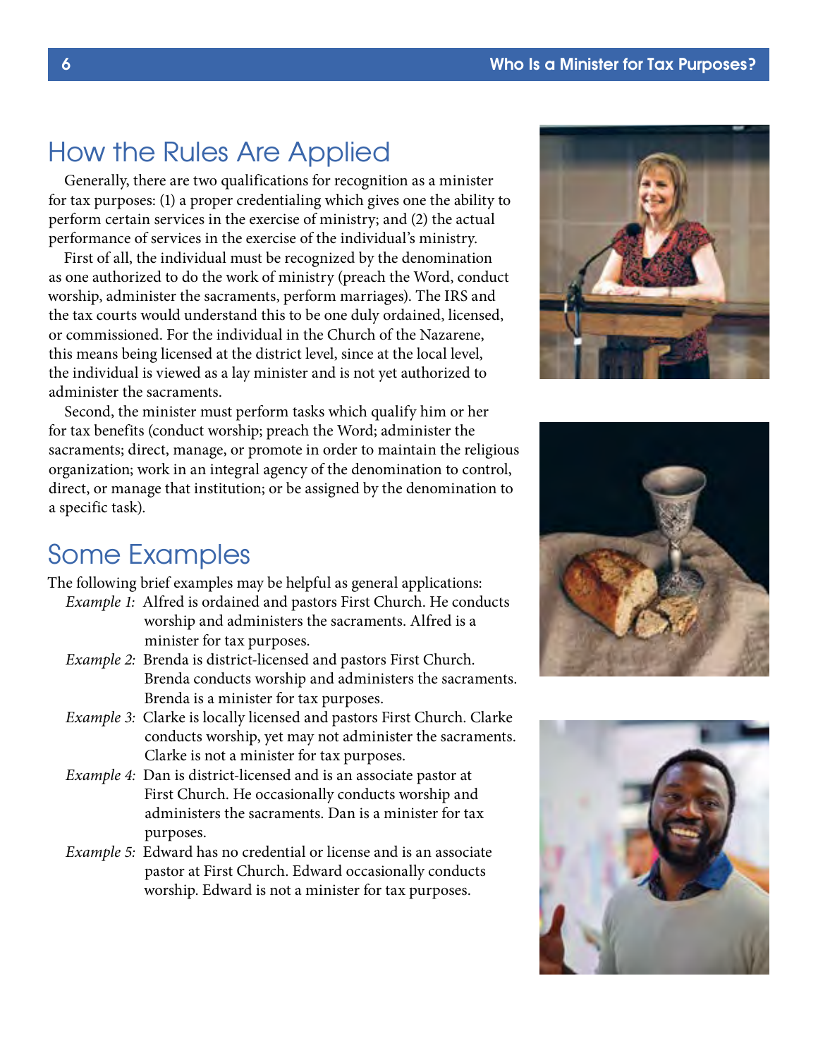## How the Rules Are Applied

Generally, there are two qualifications for recognition as a minister for tax purposes: (1) a proper credentialing which gives one the ability to perform certain services in the exercise of ministry; and (2) the actual performance of services in the exercise of the individual's ministry.

First of all, the individual must be recognized by the denomination as one authorized to do the work of ministry (preach the Word, conduct worship, administer the sacraments, perform marriages). The IRS and the tax courts would understand this to be one duly ordained, licensed, or commissioned. For the individual in the Church of the Nazarene, this means being licensed at the district level, since at the local level, the individual is viewed as a lay minister and is not yet authorized to administer the sacraments.

Second, the minister must perform tasks which qualify him or her for tax benefits (conduct worship; preach the Word; administer the sacraments; direct, manage, or promote in order to maintain the religious organization; work in an integral agency of the denomination to control, direct, or manage that institution; or be assigned by the denomination to a specific task).

## Some Examples

The following brief examples may be helpful as general applications:

*Example 1:* Alfred is ordained and pastors First Church. He conducts worship and administers the sacraments. Alfred is a minister for tax purposes.

*Example 2:* Brenda is district-licensed and pastors First Church. Brenda conducts worship and administers the sacraments. Brenda is a minister for tax purposes.

*Example 3:* Clarke is locally licensed and pastors First Church. Clarke conducts worship, yet may not administer the sacraments. Clarke is not a minister for tax purposes.

*Example 4:* Dan is district-licensed and is an associate pastor at First Church. He occasionally conducts worship and administers the sacraments. Dan is a minister for tax purposes.

*Example 5:* Edward has no credential or license and is an associate pastor at First Church. Edward occasionally conducts worship. Edward is not a minister for tax purposes.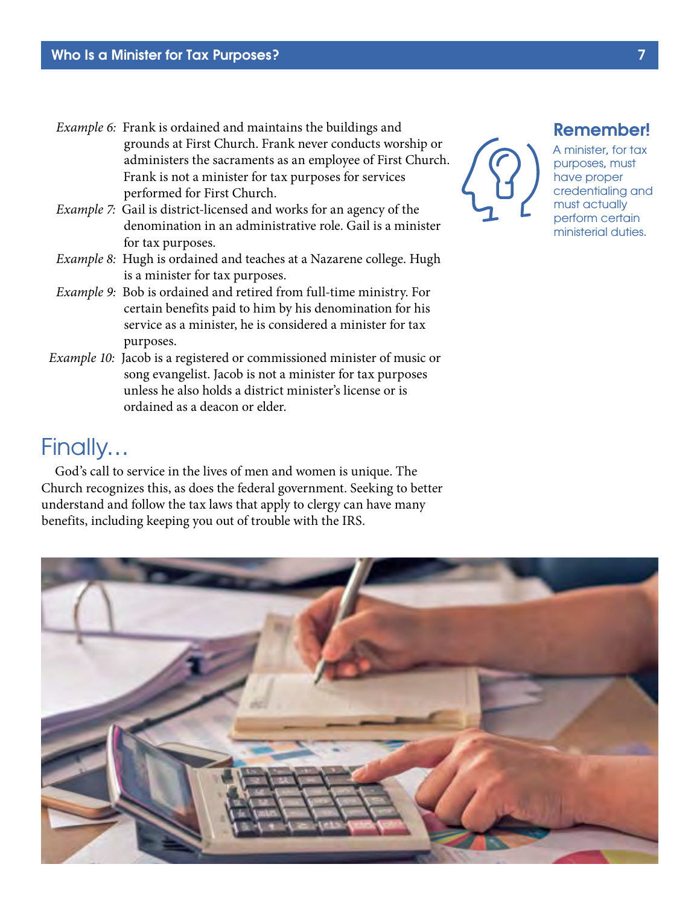*Example 6:* Frank is ordained and maintains the buildings and grounds at First Church. Frank never conducts worship or administers the sacraments as an employee of First Church. Frank is not a minister for tax purposes for services performed for First Church.

*Example 7:* Gail is district-licensed and works for an agency of the denomination in an administrative role. Gail is a minister for tax purposes.

*Example 8:* Hugh is ordained and teaches at a Nazarene college. Hugh is a minister for tax purposes.

*Example 9:* Bob is ordained and retired from full-time ministry. For certain benefits paid to him by his denomination for his service as a minister, he is considered a minister for tax purposes.

*Example 10:* Jacob is a registered or commissioned minister of music or song evangelist. Jacob is not a minister for tax purposes unless he also holds a district minister's license or is ordained as a deacon or elder.

**Remember!**

A minister, for tax purposes, must have proper credentialing and must actually perform certain ministerial duties.

## Finally…

God's call to service in the lives of men and women is unique. The Church recognizes this, as does the federal government. Seeking to better understand and follow the tax laws that apply to clergy can have many benefits, including keeping you out of trouble with the IRS.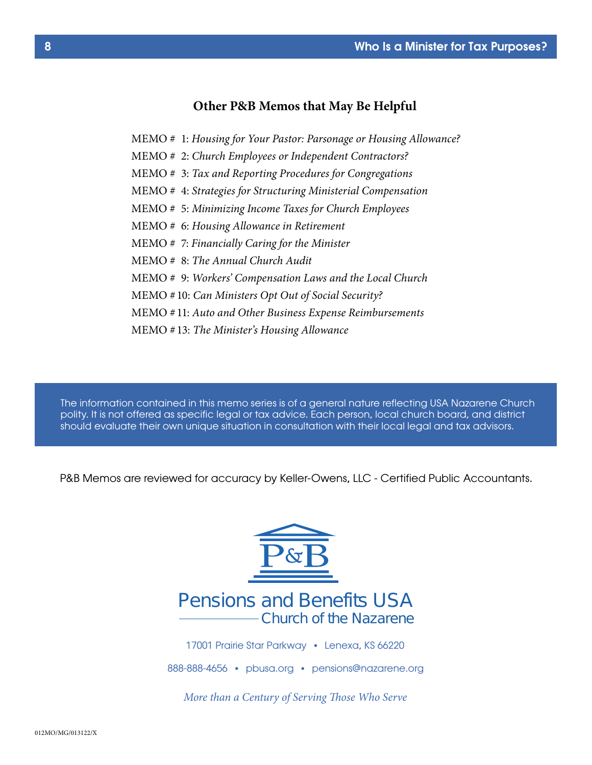## Other P&B Memos that May Be Helpful

MEMO # 1: *Housing for Your Pastor: Parsonage or Housing Allowance?*
MEMO # 2: *Church Employees or Independent Contractors?*
MEMO # 3: *Tax and Reporting Procedures for Congregations*
MEMO # 4: *Strategies for Structuring Ministerial Compensation*
MEMO # 5: *Minimizing Income Taxes for Church Employees*
MEMO # 6: *Housing Allowance in Retirement*
MEMO # 7: *Financially Caring for the Minister*
MEMO # 8: *The Annual Church Audit*
MEMO # 9: *Workers' Compensation Laws and the Local Church*
MEMO # 10: *Can Ministers Opt Out of Social Security?*
MEMO # 11: *Auto and Other Business Expense Reimbursements*
MEMO # 13: *The Minister's Housing Allowance*

The information contained in this memo series is of a general nature reflecting USA Nazarene Church polity. It is not offered as specific legal or tax advice. Each person, local church board, and district should evaluate their own unique situation in consultation with their local legal and tax advisors.

P&B Memos are reviewed for accuracy by Keller-Owens, LLC - Certified Public Accountants.

P&B

Pensions and Benefits USA
Church of the Nazarene

17001 Prairie Star Parkway • Lenexa, KS 66220

888-888-4656 • pbusa.org • pensions@nazarene.org

*More than a Century of Serving Those Who Serve*

012MO/MG/013122/X